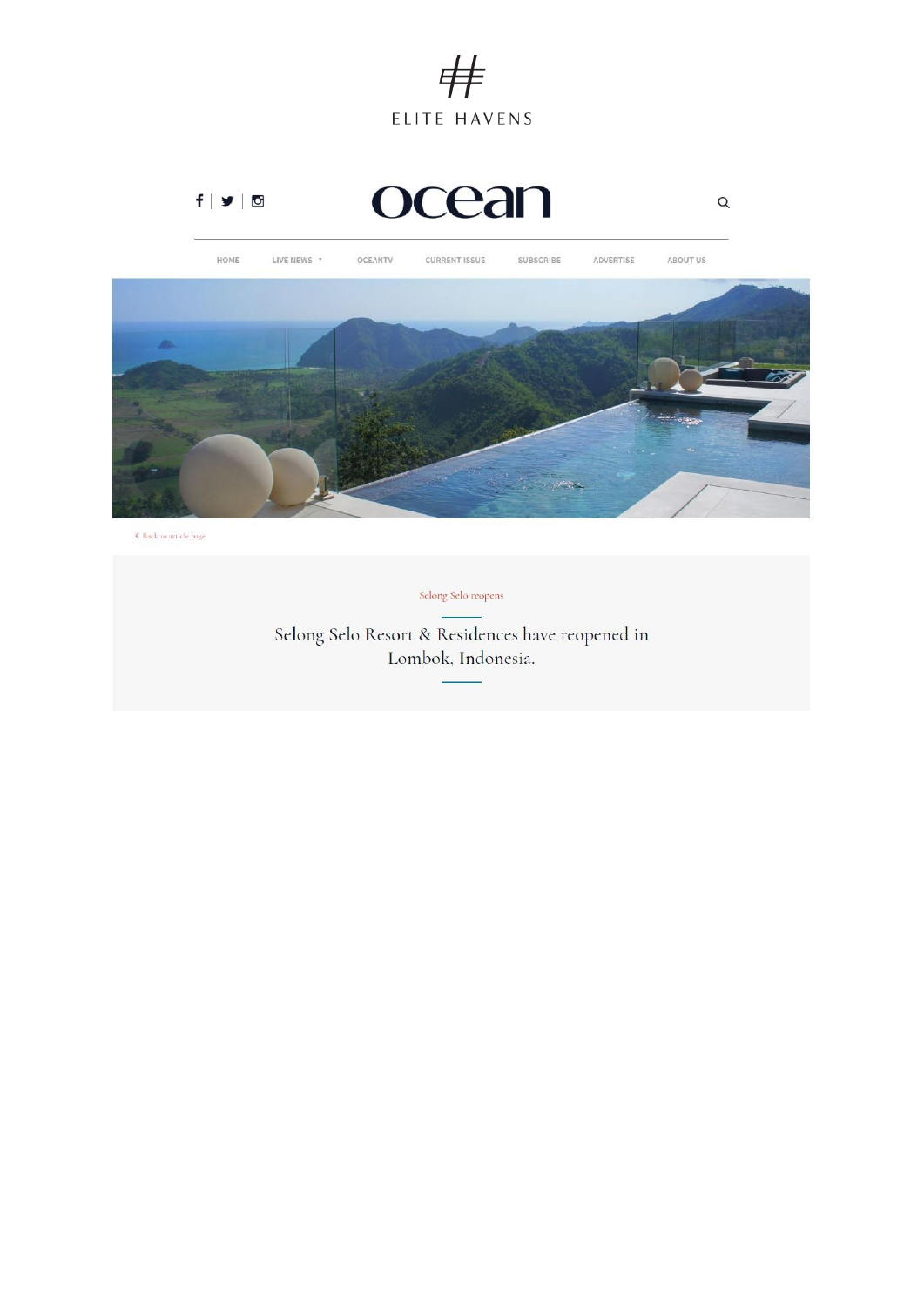ELITE HAVENS

ocean

HOME LIVE NEWS OCEANTV CURRENT ISSUE SUBSCRIBE ADVERTISE ABOUT US

‹ Back to article page

Selong Selo reopens

Selong Selo Resort & Residences have reopened in Lombok, Indonesia.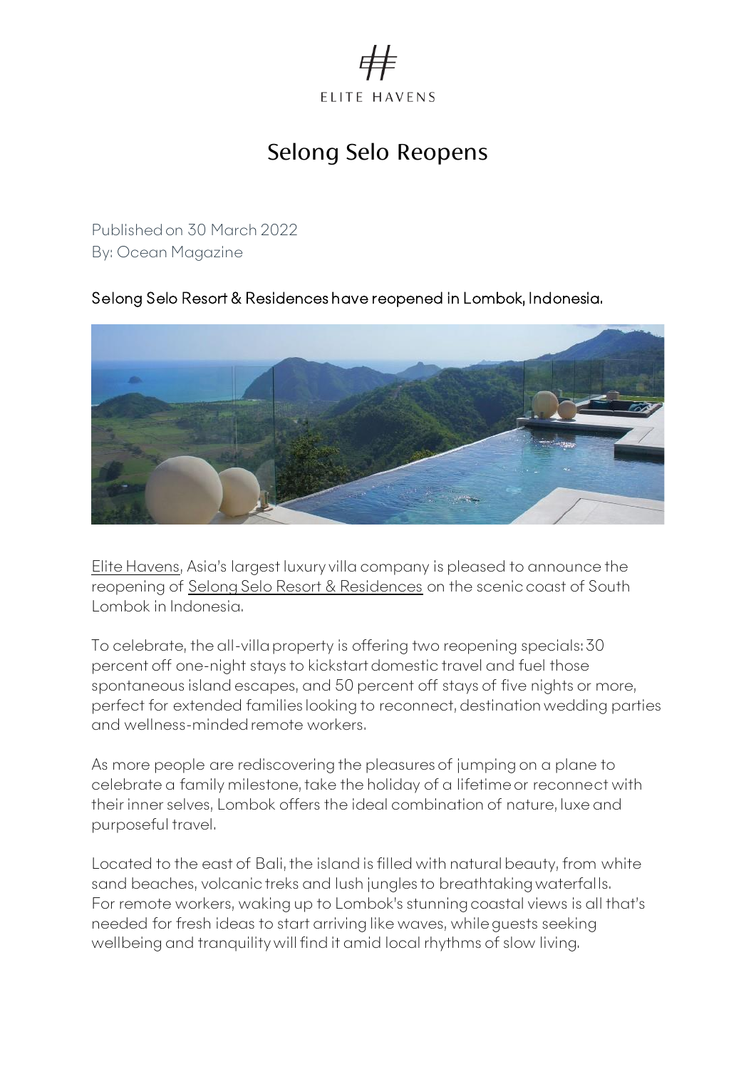ELITE HAVENS

# Selong Selo Reopens

Published on 30 March 2022
By: Ocean Magazine

Selong Selo Resort & Residences have reopened in Lombok, Indonesia.

Elite Havens, Asia's largest luxury villa company is pleased to announce the reopening of Selong Selo Resort & Residences on the scenic coast of South Lombok in Indonesia.

To celebrate, the all-villa property is offering two reopening specials: 30 percent off one-night stays to kickstart domestic travel and fuel those spontaneous island escapes, and 50 percent off stays of five nights or more, perfect for extended families looking to reconnect, destination wedding parties and wellness-minded remote workers.

As more people are rediscovering the pleasures of jumping on a plane to celebrate a family milestone, take the holiday of a lifetime or reconnect with their inner selves, Lombok offers the ideal combination of nature, luxe and purposeful travel.

Located to the east of Bali, the island is filled with natural beauty, from white sand beaches, volcanic treks and lush jungles to breathtaking waterfalls. For remote workers, waking up to Lombok's stunning coastal views is all that's needed for fresh ideas to start arriving like waves, while guests seeking wellbeing and tranquility will find it amid local rhythms of slow living.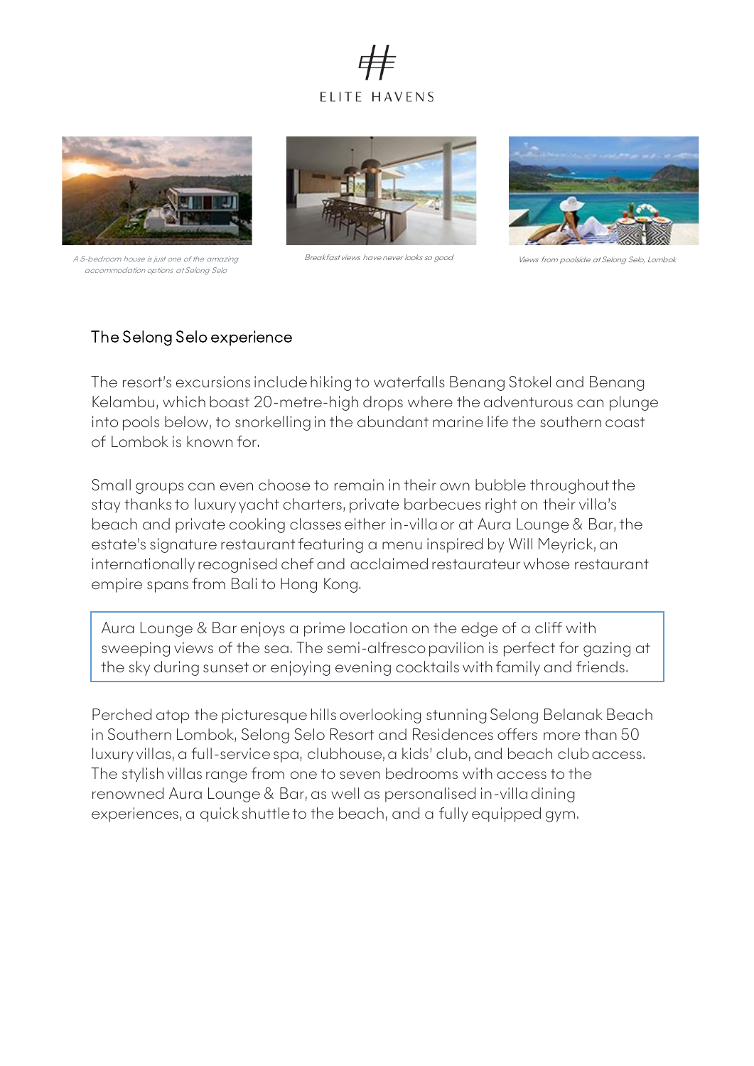ELITE HAVENS

*A 5-bedroom house is just one of the amazing accommodation options at Selong Selo*

*Breakfast views have never looks so good*

*Views from poolside at Selong Selo, Lombok*

## The Selong Selo experience

The resort's excursions include hiking to waterfalls Benang Stokel and Benang Kelambu, which boast 20-metre-high drops where the adventurous can plunge into pools below, to snorkelling in the abundant marine life the southern coast of Lombok is known for.

Small groups can even choose to remain in their own bubble throughout the stay thanks to luxury yacht charters, private barbecues right on their villa's beach and private cooking classes either in-villa or at Aura Lounge & Bar, the estate's signature restaurant featuring a menu inspired by Will Meyrick, an internationally recognised chef and acclaimed restaurateur whose restaurant empire spans from Bali to Hong Kong.

> Aura Lounge & Bar enjoys a prime location on the edge of a cliff with sweeping views of the sea. The semi-alfresco pavilion is perfect for gazing at the sky during sunset or enjoying evening cocktails with family and friends.

Perched atop the picturesque hills overlooking stunning Selong Belanak Beach in Southern Lombok, Selong Selo Resort and Residences offers more than 50 luxury villas, a full-service spa, clubhouse, a kids' club, and beach club access. The stylish villas range from one to seven bedrooms with access to the renowned Aura Lounge & Bar, as well as personalised in-villa dining experiences, a quick shuttle to the beach, and a fully equipped gym.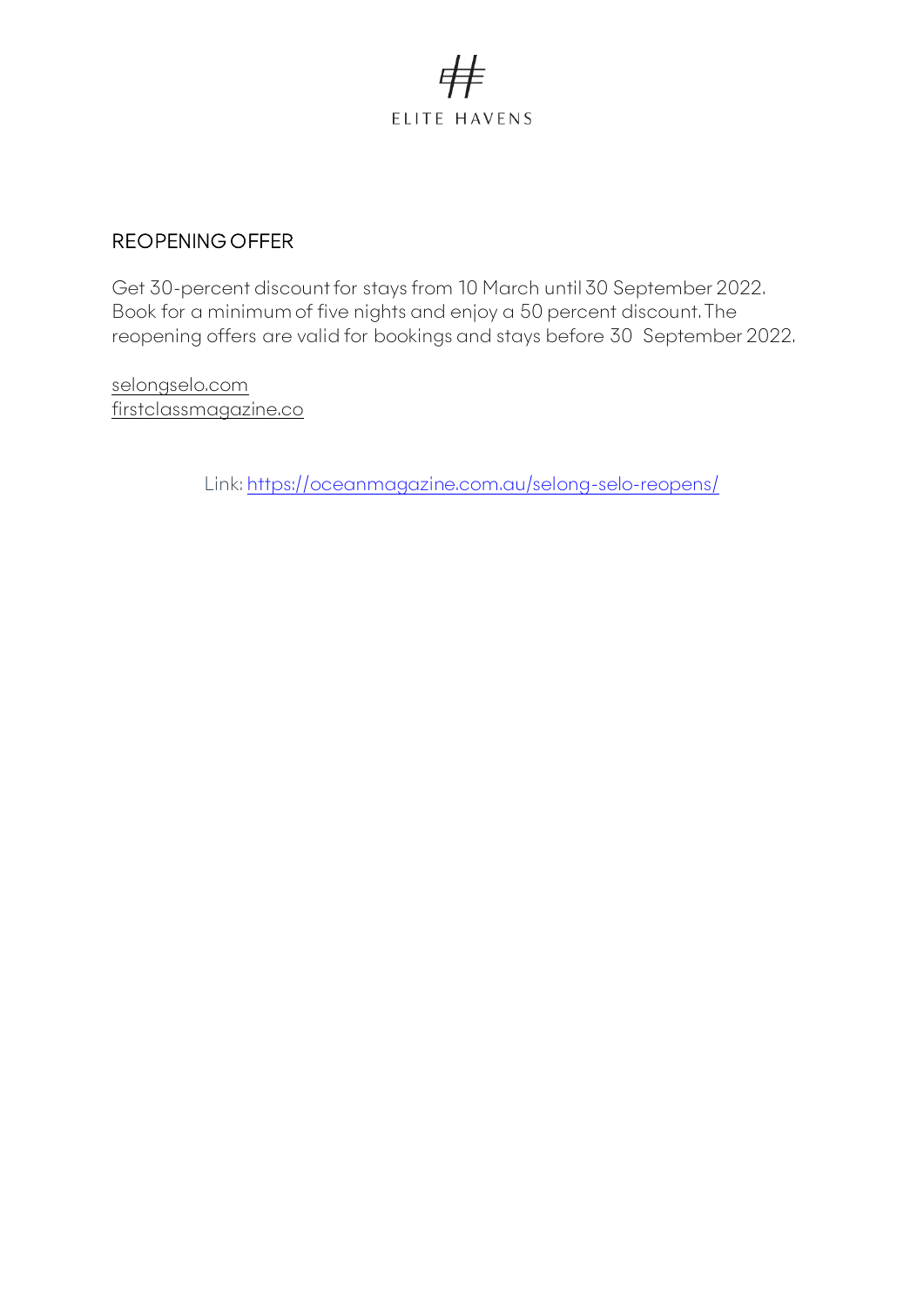ELITE HAVENS

## REOPENING OFFER

Get 30-percent discount for stays from 10 March until 30 September 2022. Book for a minimum of five nights and enjoy a 50 percent discount. The reopening offers are valid for bookings and stays before 30 September 2022.

selongselo.com
firstclassmagazine.co

Link: https://oceanmagazine.com.au/selong-selo-reopens/